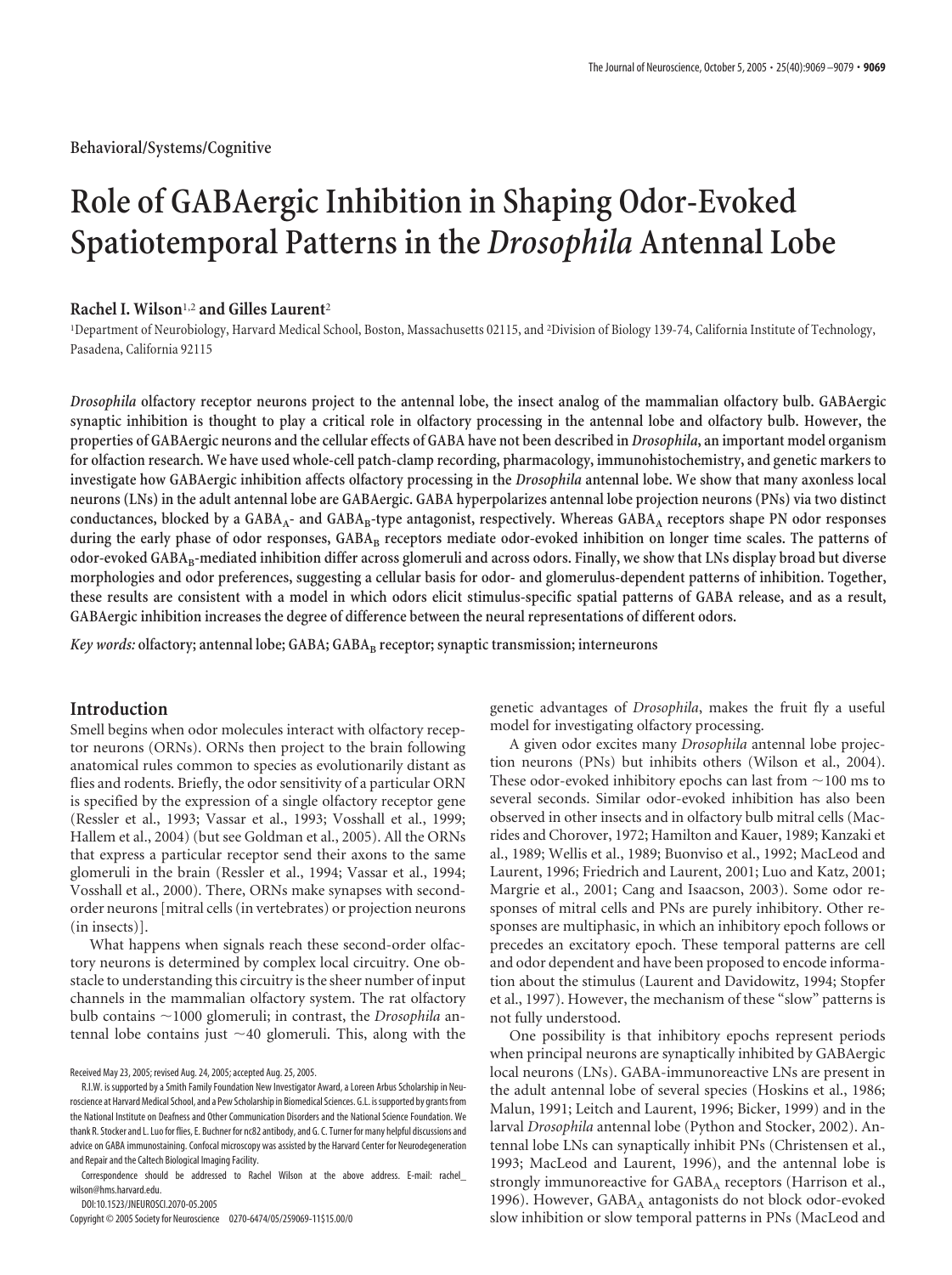Behavioral/Systems/Cognitive

# Role of GABAergic Inhibition in Shaping Odor-Evoked Spatiotemporal Patterns in the *Drosophila* Antennal Lobe

**Rachel I. Wilson**[1,2] **and Gilles Laurent**[2]

[1]Department of Neurobiology, Harvard Medical School, Boston, Massachusetts 02115, and [2]Division of Biology 139-74, California Institute of Technology, Pasadena, California 92115

***Drosophila*** **olfactory receptor neurons project to the antennal lobe, the insect analog of the mammalian olfactory bulb. GABAergic synaptic inhibition is thought to play a critical role in olfactory processing in the antennal lobe and olfactory bulb. However, the properties of GABAergic neurons and the cellular effects of GABA have not been described in** ***Drosophila*****, an important model organism for olfaction research. We have used whole-cell patch-clamp recording, pharmacology, immunohistochemistry, and genetic markers to investigate how GABAergic inhibition affects olfactory processing in the** ***Drosophila*** **antennal lobe. We show that many axonless local neurons (LNs) in the adult antennal lobe are GABAergic. GABA hyperpolarizes antennal lobe projection neurons (PNs) via two distinct conductances, blocked by a $GABA_A$- and $GABA_B$-type antagonist, respectively. Whereas $GABA_A$ receptors shape PN odor responses during the early phase of odor responses, $GABA_B$ receptors mediate odor-evoked inhibition on longer time scales. The patterns of odor-evoked $GABA_B$-mediated inhibition differ across glomeruli and across odors. Finally, we show that LNs display broad but diverse morphologies and odor preferences, suggesting a cellular basis for odor- and glomerulus-dependent patterns of inhibition. Together, these results are consistent with a model in which odors elicit stimulus-specific spatial patterns of GABA release, and as a result, GABAergic inhibition increases the degree of difference between the neural representations of different odors.**

*Key words:* **olfactory; antennal lobe; GABA; $GABA_B$ receptor; synaptic transmission; interneurons**

## Introduction

Smell begins when odor molecules interact with olfactory receptor neurons (ORNs). ORNs then project to the brain following anatomical rules common to species as evolutionarily distant as flies and rodents. Briefly, the odor sensitivity of a particular ORN is specified by the expression of a single olfactory receptor gene (Ressler et al., 1993; Vassar et al., 1993; Vosshall et al., 1999; Hallem et al., 2004) (but see Goldman et al., 2005). All the ORNs that express a particular receptor send their axons to the same glomeruli in the brain (Ressler et al., 1994; Vassar et al., 1994; Vosshall et al., 2000). There, ORNs make synapses with second-order neurons [mitral cells (in vertebrates) or projection neurons (in insects)].

What happens when signals reach these second-order olfactory neurons is determined by complex local circuitry. One obstacle to understanding this circuitry is the sheer number of input channels in the mammalian olfactory system. The rat olfactory bulb contains ~1000 glomeruli; in contrast, the *Drosophila* antennal lobe contains just ~40 glomeruli. This, along with the genetic advantages of *Drosophila*, makes the fruit fly a useful model for investigating olfactory processing.

A given odor excites many *Drosophila* antennal lobe projection neurons (PNs) but inhibits others (Wilson et al., 2004). These odor-evoked inhibitory epochs can last from ~100 ms to several seconds. Similar odor-evoked inhibition has also been observed in other insects and in olfactory bulb mitral cells (Macrides and Chorover, 1972; Hamilton and Kauer, 1989; Kanzaki et al., 1989; Wellis et al., 1989; Buonviso et al., 1992; MacLeod and Laurent, 1996; Friedrich and Laurent, 2001; Luo and Katz, 2001; Margrie et al., 2001; Cang and Isaacson, 2003). Some odor responses of mitral cells and PNs are purely inhibitory. Other responses are multiphasic, in which an inhibitory epoch follows or precedes an excitatory epoch. These temporal patterns are cell and odor dependent and have been proposed to encode information about the stimulus (Laurent and Davidowitz, 1994; Stopfer et al., 1997). However, the mechanism of these "slow" patterns is not fully understood.

One possibility is that inhibitory epochs represent periods when principal neurons are synaptically inhibited by GABAergic local neurons (LNs). GABA-immunoreactive LNs are present in the adult antennal lobe of several species (Hoskins et al., 1986; Malun, 1991; Leitch and Laurent, 1996; Bicker, 1999) and in the larval *Drosophila* antennal lobe (Python and Stocker, 2002). Antennal lobe LNs can synaptically inhibit PNs (Christensen et al., 1993; MacLeod and Laurent, 1996), and the antennal lobe is strongly immunoreactive for $GABA_A$ receptors (Harrison et al., 1996). However, $GABA_A$ antagonists do not block odor-evoked slow inhibition or slow temporal patterns in PNs (MacLeod and

Received May 23, 2005; revised Aug. 24, 2005; accepted Aug. 25, 2005.

R.I.W. is supported by a Smith Family Foundation New Investigator Award, a Loreen Arbus Scholarship in Neuroscience at Harvard Medical School, and a Pew Scholarship in Biomedical Sciences. G.L. is supported by grants from the National Institute on Deafness and Other Communication Disorders and the National Science Foundation. We thank R. Stocker and L. Luo for flies, E. Buchner for nc82 antibody, and G. C. Turner for many helpful discussions and advice on GABA immunostaining. Confocal microscopy was assisted by the Harvard Center for Neurodegeneration and Repair and the Caltech Biological Imaging Facility.

Correspondence should be addressed to Rachel Wilson at the above address. E-mail: rachel_wilson@hms.harvard.edu.

DOI:10.1523/JNEUROSCI.2070-05.2005

Copyright © 2005 Society for Neuroscience 0270-6474/05/259069-11$15.00/0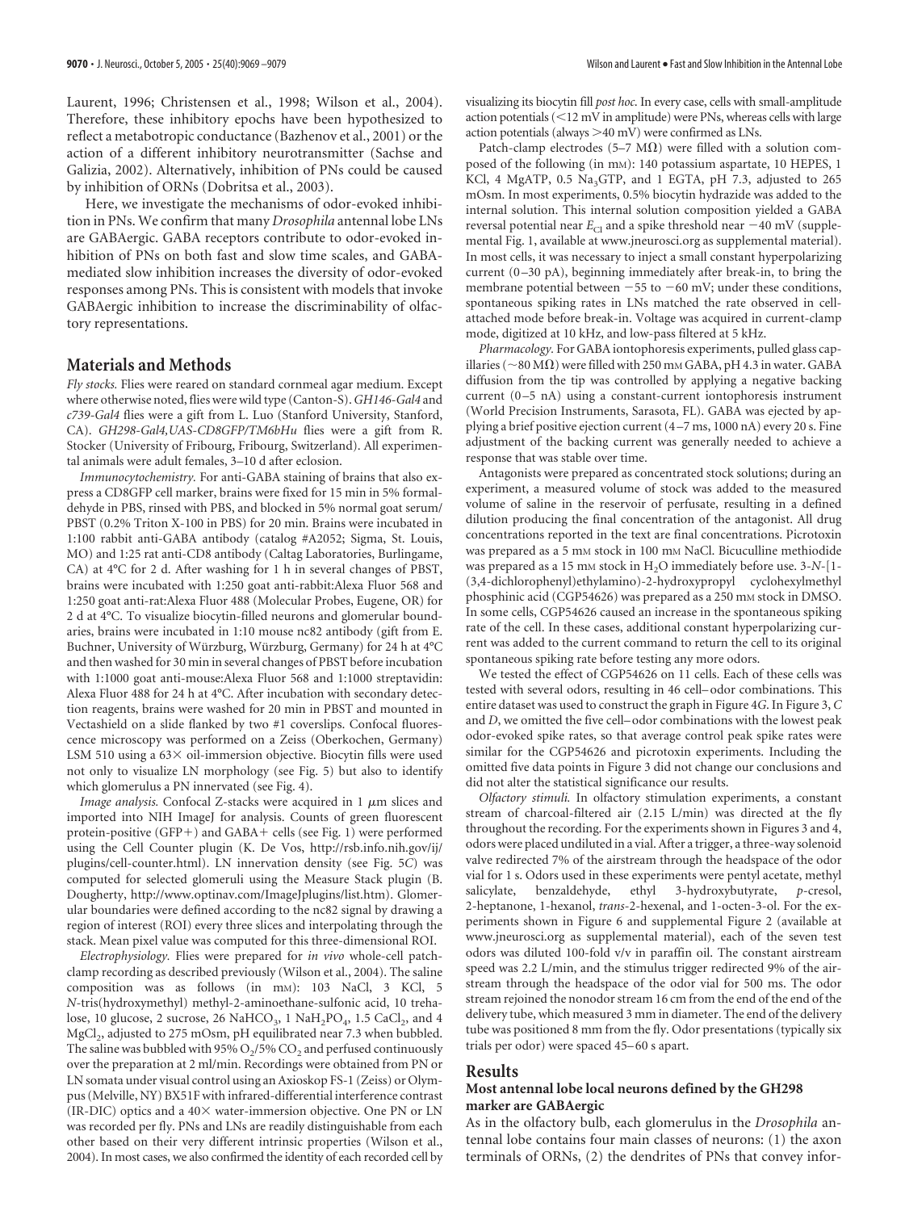Laurent, 1996; Christensen et al., 1998; Wilson et al., 2004). Therefore, these inhibitory epochs have been hypothesized to reflect a metabotropic conductance (Bazhenov et al., 2001) or the action of a different inhibitory neurotransmitter (Sachse and Galizia, 2002). Alternatively, inhibition of PNs could be caused by inhibition of ORNs (Dobritsa et al., 2003).

Here, we investigate the mechanisms of odor-evoked inhibition in PNs. We confirm that many *Drosophila* antennal lobe LNs are GABAergic. GABA receptors contribute to odor-evoked inhibition of PNs on both fast and slow time scales, and GABA-mediated slow inhibition increases the diversity of odor-evoked responses among PNs. This is consistent with models that invoke GABAergic inhibition to increase the discriminability of olfactory representations.

## Materials and Methods

*Fly stocks.* Flies were reared on standard cornmeal agar medium. Except where otherwise noted, flies were wild type (Canton-S). *GH146-Gal4* and *c739-Gal4* flies were a gift from L. Luo (Stanford University, Stanford, CA). *GH298-Gal4,UAS-CD8GFP/TM6bHu* flies were a gift from R. Stocker (University of Fribourg, Fribourg, Switzerland). All experimental animals were adult females, 3–10 d after eclosion.

*Immunocytochemistry.* For anti-GABA staining of brains that also express a CD8GFP cell marker, brains were fixed for 15 min in 5% formaldehyde in PBS, rinsed with PBS, and blocked in 5% normal goat serum/PBST (0.2% Triton X-100 in PBS) for 20 min. Brains were incubated in 1:100 rabbit anti-GABA antibody (catalog #A2052; Sigma, St. Louis, MO) and 1:25 rat anti-CD8 antibody (Caltag Laboratories, Burlingame, CA) at 4°C for 2 d. After washing for 1 h in several changes of PBST, brains were incubated with 1:250 goat anti-rabbit:Alexa Fluor 568 and 1:250 goat anti-rat:Alexa Fluor 488 (Molecular Probes, Eugene, OR) for 2 d at 4°C. To visualize biocytin-filled neurons and glomerular boundaries, brains were incubated in 1:10 mouse nc82 antibody (gift from E. Buchner, University of Würzburg, Würzburg, Germany) for 24 h at 4°C and then washed for 30 min in several changes of PBST before incubation with 1:1000 goat anti-mouse:Alexa Fluor 568 and 1:1000 streptavidin: Alexa Fluor 488 for 24 h at 4°C. After incubation with secondary detection reagents, brains were washed for 20 min in PBST and mounted in Vectashield on a slide flanked by two #1 coverslips. Confocal fluorescence microscopy was performed on a Zeiss (Oberkochen, Germany) LSM 510 using a 63× oil-immersion objective. Biocytin fills were used not only to visualize LN morphology (see Fig. 5) but also to identify which glomerulus a PN innervated (see Fig. 4).

*Image analysis.* Confocal Z-stacks were acquired in 1 μm slices and imported into NIH ImageJ for analysis. Counts of green fluorescent protein-positive (GFP+) and GABA+ cells (see Fig. 1) were performed using the Cell Counter plugin (K. De Vos, http://rsb.info.nih.gov/ij/plugins/cell-counter.html). LN innervation density (see Fig. 5*C*) was computed for selected glomeruli using the Measure Stack plugin (B. Dougherty, http://www.optinav.com/ImageJplugins/list.htm). Glomerular boundaries were defined according to the nc82 signal by drawing a region of interest (ROI) every three slices and interpolating through the stack. Mean pixel value was computed for this three-dimensional ROI.

*Electrophysiology.* Flies were prepared for *in vivo* whole-cell patch-clamp recording as described previously (Wilson et al., 2004). The saline composition was as follows (in mM): 103 NaCl, 3 KCl, 5 *N*-tris(hydroxymethyl) methyl-2-aminoethane-sulfonic acid, 10 trehalose, 10 glucose, 2 sucrose, 26 $NaHCO_3$, 1 $NaH_2PO_4$, 1.5 $CaCl_2$, and 4 $MgCl_2$, adjusted to 275 mOsm, pH equilibrated near 7.3 when bubbled. The saline was bubbled with 95% $O_2$/5% $CO_2$ and perfused continuously over the preparation at 2 ml/min. Recordings were obtained from PN or LN somata under visual control using an Axioskop FS-1 (Zeiss) or Olympus (Melville, NY) BX51F with infrared-differential interference contrast (IR-DIC) optics and a 40× water-immersion objective. One PN or LN was recorded per fly. PNs and LNs are readily distinguishable from each other based on their very different intrinsic properties (Wilson et al., 2004). In most cases, we also confirmed the identity of each recorded cell by visualizing its biocytin fill *post hoc*. In every case, cells with small-amplitude action potentials (<12 mV in amplitude) were PNs, whereas cells with large action potentials (always >40 mV) were confirmed as LNs.

Patch-clamp electrodes (5–7 MΩ) were filled with a solution composed of the following (in mM): 140 potassium aspartate, 10 HEPES, 1 KCl, 4 MgATP, 0.5 $Na_3GTP$, and 1 EGTA, pH 7.3, adjusted to 265 mOsm. In most experiments, 0.5% biocytin hydrazide was added to the internal solution. This internal solution composition yielded a GABA reversal potential near $E_{Cl}$ and a spike threshold near −40 mV (supplemental Fig. 1, available at www.jneurosci.org as supplemental material). In most cells, it was necessary to inject a small constant hyperpolarizing current (0–30 pA), beginning immediately after break-in, to bring the membrane potential between −55 to −60 mV; under these conditions, spontaneous spiking rates in LNs matched the rate observed in cell-attached mode before break-in. Voltage was acquired in current-clamp mode, digitized at 10 kHz, and low-pass filtered at 5 kHz.

*Pharmacology.* For GABA iontophoresis experiments, pulled glass capillaries (~80 MΩ) were filled with 250 mM GABA, pH 4.3 in water. GABA diffusion from the tip was controlled by applying a negative backing current (0–5 nA) using a constant-current iontophoresis instrument (World Precision Instruments, Sarasota, FL). GABA was ejected by applying a brief positive ejection current (4–7 ms, 1000 nA) every 20 s. Fine adjustment of the backing current was generally needed to achieve a response that was stable over time.

Antagonists were prepared as concentrated stock solutions; during an experiment, a measured volume of stock was added to the measured volume of saline in the reservoir of perfusate, resulting in a defined dilution producing the final concentration of the antagonist. All drug concentrations reported in the text are final concentrations. Picrotoxin was prepared as a 5 mM stock in 100 mM NaCl. Bicuculline methiodide was prepared as a 15 mM stock in $H_2O$ immediately before use. 3-*N*-[1-(3,4-dichlorophenyl)ethylamino)-2-hydroxypropyl cyclohexylmethyl phosphinic acid (CGP54626) was prepared as a 250 mM stock in DMSO. In some cells, CGP54626 caused an increase in the spontaneous spiking rate of the cell. In these cases, additional constant hyperpolarizing current was added to the current command to return the cell to its original spontaneous spiking rate before testing any more odors.

We tested the effect of CGP54626 on 11 cells. Each of these cells was tested with several odors, resulting in 46 cell–odor combinations. This entire dataset was used to construct the graph in Figure 4*G*. In Figure 3, *C* and *D*, we omitted the five cell–odor combinations with the lowest peak odor-evoked spike rates, so that average control peak spike rates were similar for the CGP54626 and picrotoxin experiments. Including the omitted five data points in Figure 3 did not change our conclusions and did not alter the statistical significance our results.

*Olfactory stimuli.* In olfactory stimulation experiments, a constant stream of charcoal-filtered air (2.15 L/min) was directed at the fly throughout the recording. For the experiments shown in Figures 3 and 4, odors were placed undiluted in a vial. After a trigger, a three-way solenoid valve redirected 7% of the airstream through the headspace of the odor vial for 1 s. Odors used in these experiments were pentyl acetate, methyl salicylate, benzaldehyde, ethyl 3-hydroxybutyrate, *p*-cresol, 2-heptanone, 1-hexanol, *trans*-2-hexenal, and 1-octen-3-ol. For the experiments shown in Figure 6 and supplemental Figure 2 (available at www.jneurosci.org as supplemental material), each of the seven test odors was diluted 100-fold v/v in paraffin oil. The constant airstream speed was 2.2 L/min, and the stimulus trigger redirected 9% of the airstream through the headspace of the odor vial for 500 ms. The odor stream rejoined the nonodor stream 16 cm from the end of the end of the delivery tube, which measured 3 mm in diameter. The end of the delivery tube was positioned 8 mm from the fly. Odor presentations (typically six trials per odor) were spaced 45–60 s apart.

## Results

### Most antennal lobe local neurons defined by the GH298 marker are GABAergic

As in the olfactory bulb, each glomerulus in the *Drosophila* antennal lobe contains four main classes of neurons: (1) the axon terminals of ORNs, (2) the dendrites of PNs that convey infor-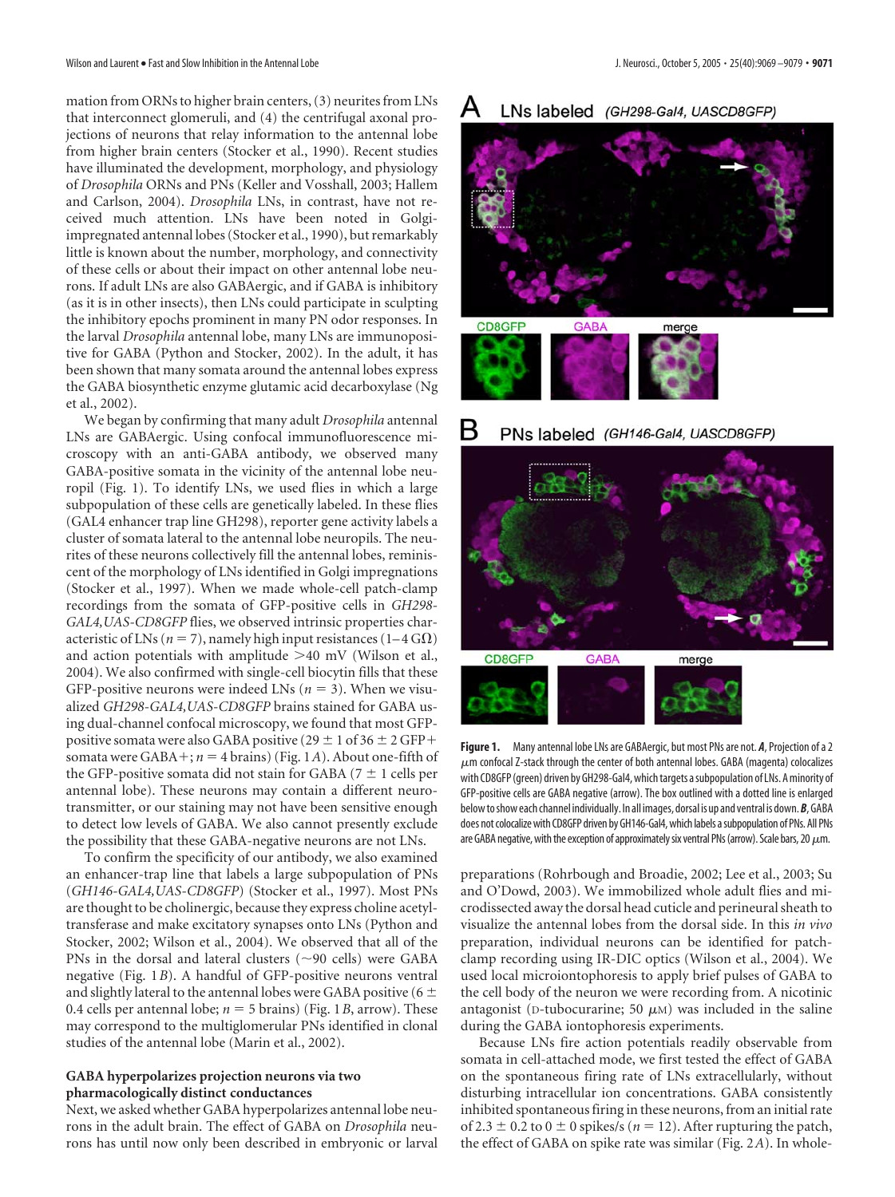mation from ORNs to higher brain centers, (3) neurites from LNs that interconnect glomeruli, and (4) the centrifugal axonal projections of neurons that relay information to the antennal lobe from higher brain centers (Stocker et al., 1990). Recent studies have illuminated the development, morphology, and physiology of *Drosophila* ORNs and PNs (Keller and Vosshall, 2003; Hallem and Carlson, 2004). *Drosophila* LNs, in contrast, have not received much attention. LNs have been noted in Golgi-impregnated antennal lobes (Stocker et al., 1990), but remarkably little is known about the number, morphology, and connectivity of these cells or about their impact on other antennal lobe neurons. If adult LNs are also GABAergic, and if GABA is inhibitory (as it is in other insects), then LNs could participate in sculpting the inhibitory epochs prominent in many PN odor responses. In the larval *Drosophila* antennal lobe, many LNs are immunopositive for GABA (Python and Stocker, 2002). In the adult, it has been shown that many somata around the antennal lobes express the GABA biosynthetic enzyme glutamic acid decarboxylase (Ng et al., 2002).

We began by confirming that many adult *Drosophila* antennal LNs are GABAergic. Using confocal immunofluorescence microscopy with an anti-GABA antibody, we observed many GABA-positive somata in the vicinity of the antennal lobe neuropil (Fig. 1). To identify LNs, we used flies in which a large subpopulation of these cells are genetically labeled. In these flies (GAL4 enhancer trap line GH298), reporter gene activity labels a cluster of somata lateral to the antennal lobe neuropils. The neurites of these neurons collectively fill the antennal lobes, reminiscent of the morphology of LNs identified in Golgi impregnations (Stocker et al., 1997). When we made whole-cell patch-clamp recordings from the somata of GFP-positive cells in *GH298-GAL4,UAS-CD8GFP* flies, we observed intrinsic properties characteristic of LNs ($n = 7$), namely high input resistances (1–4 GΩ) and action potentials with amplitude >40 mV (Wilson et al., 2004). We also confirmed with single-cell biocytin fills that these GFP-positive neurons were indeed LNs ($n = 3$). When we visualized *GH298-GAL4,UAS-CD8GFP* brains stained for GABA using dual-channel confocal microscopy, we found that most GFP-positive somata were also GABA positive ($29 \pm 1$ of $36 \pm 2$ GFP+ somata were GABA+; $n = 4$ brains) (Fig. 1*A*). About one-fifth of the GFP-positive somata did not stain for GABA ($7 \pm 1$ cells per antennal lobe). These neurons may contain a different neurotransmitter, or our staining may not have been sensitive enough to detect low levels of GABA. We also cannot presently exclude the possibility that these GABA-negative neurons are not LNs.

To confirm the specificity of our antibody, we also examined an enhancer-trap line that labels a large subpopulation of PNs (*GH146-GAL4,UAS-CD8GFP*) (Stocker et al., 1997). Most PNs are thought to be cholinergic, because they express choline acetyltransferase and make excitatory synapses onto LNs (Python and Stocker, 2002; Wilson et al., 2004). We observed that all of the PNs in the dorsal and lateral clusters (~90 cells) were GABA negative (Fig. 1*B*). A handful of GFP-positive neurons ventral and slightly lateral to the antennal lobes were GABA positive ($6 \pm 0.4$ cells per antennal lobe; $n = 5$ brains) (Fig. 1*B*, arrow). These may correspond to the multiglomerular PNs identified in clonal studies of the antennal lobe (Marin et al., 2002).

### GABA hyperpolarizes projection neurons via two pharmacologically distinct conductances

Next, we asked whether GABA hyperpolarizes antennal lobe neurons in the adult brain. The effect of GABA on *Drosophila* neurons has until now only been described in embryonic or larval preparations (Rohrbough and Broadie, 2002; Lee et al., 2003; Su and O'Dowd, 2003). We immobilized whole adult flies and microdissected away the dorsal head cuticle and perineural sheath to visualize the antennal lobes from the dorsal side. In this *in vivo* preparation, individual neurons can be identified for patch-clamp recording using IR-DIC optics (Wilson et al., 2004). We used local microiontophoresis to apply brief pulses of GABA to the cell body of the neuron we were recording from. A nicotinic antagonist (D-tubocurarine; 50 μM) was included in the saline during the GABA iontophoresis experiments.

Because LNs fire action potentials readily observable from somata in cell-attached mode, we first tested the effect of GABA on the spontaneous firing rate of LNs extracellularly, without disturbing intracellular ion concentrations. GABA consistently inhibited spontaneous firing in these neurons, from an initial rate of $2.3 \pm 0.2$ to $0 \pm 0$ spikes/s ($n = 12$). After rupturing the patch, the effect of GABA on spike rate was similar (Fig. 2*A*). In whole-

**Figure 1.** Many antennal lobe LNs are GABAergic, but most PNs are not. ***A***, Projection of a 2 μm confocal Z-stack through the center of both antennal lobes. GABA (magenta) colocalizes with CD8GFP (green) driven by GH298-Gal4, which targets a subpopulation of LNs. A minority of GFP-positive cells are GABA negative (arrow). The box outlined with a dotted line is enlarged below to show each channel individually. In all images, dorsal is up and ventral is down. ***B***, GABA does not colocalize with CD8GFP driven by GH146-Gal4, which labels a subpopulation of PNs. All PNs are GABA negative, with the exception of approximately six ventral PNs (arrow). Scale bars, 20 μm.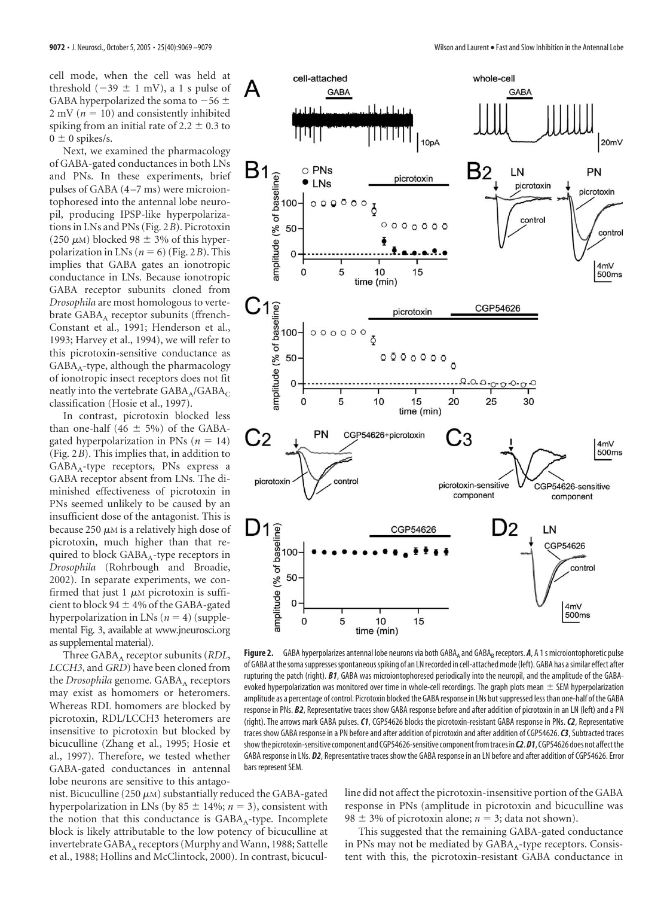cell mode, when the cell was held at threshold ($-39 \pm 1$ mV), a 1 s pulse of GABA hyperpolarized the soma to $-56 \pm 2$ mV ($n = 10$) and consistently inhibited spiking from an initial rate of $2.2 \pm 0.3$ to $0 \pm 0$ spikes/s.

Next, we examined the pharmacology of GABA-gated conductances in both LNs and PNs. In these experiments, brief pulses of GABA (4–7 ms) were microiontophoresed into the antennal lobe neuropil, producing IPSP-like hyperpolarizations in LNs and PNs (Fig. 2*B*). Picrotoxin (250 $\mu$M) blocked $98 \pm 3$% of this hyperpolarization in LNs ($n = 6$) (Fig. 2*B*). This implies that GABA gates an ionotropic conductance in LNs. Because ionotropic GABA receptor subunits cloned from *Drosophila* are most homologous to vertebrate $GABA_A$ receptor subunits (ffrench-Constant et al., 1991; Henderson et al., 1993; Harvey et al., 1994), we will refer to this picrotoxin-sensitive conductance as $GABA_A$-type, although the pharmacology of ionotropic insect receptors does not fit neatly into the vertebrate $GABA_A$/$GABA_C$ classification (Hosie et al., 1997).

In contrast, picrotoxin blocked less than one-half ($46 \pm 5$%) of the GABA-gated hyperpolarization in PNs ($n = 14$) (Fig. 2*B*). This implies that, in addition to $GABA_A$-type receptors, PNs express a GABA receptor absent from LNs. The diminished effectiveness of picrotoxin in PNs seemed unlikely to be caused by an insufficient dose of the antagonist. This is because 250 $\mu$M is a relatively high dose of picrotoxin, much higher than that required to block $GABA_A$-type receptors in *Drosophila* (Rohrbough and Broadie, 2002). In separate experiments, we confirmed that just 1 $\mu$M picrotoxin is sufficient to block $94 \pm 4$% of the GABA-gated hyperpolarization in LNs ($n = 4$) (supplemental Fig. 3, available at www.jneurosci.org as supplemental material).

Three $GABA_A$ receptor subunits (*RDL*, *LCCH3*, and *GRD*) have been cloned from the *Drosophila* genome. $GABA_A$ receptors may exist as homomers or heteromers. Whereas RDL homomers are blocked by picrotoxin, RDL/LCCH3 heteromers are insensitive to picrotoxin but blocked by bicuculline (Zhang et al., 1995; Hosie et al., 1997). Therefore, we tested whether GABA-gated conductances in antennal lobe neurons are sensitive to this antagonist. Bicuculline (250 $\mu$M) substantially reduced the GABA-gated hyperpolarization in LNs (by $85 \pm 14$%; $n = 3$), consistent with the notion that this conductance is $GABA_A$-type. Incomplete block is likely attributable to the low potency of bicuculline at invertebrate $GABA_A$ receptors (Murphy and Wann, 1988; Sattelle et al., 1988; Hollins and McClintock, 2000). In contrast, bicuculline did not affect the picrotoxin-insensitive portion of the GABA response in PNs (amplitude in picrotoxin and bicuculline was $98 \pm 3$% of picrotoxin alone; $n = 3$; data not shown).

This suggested that the remaining GABA-gated conductance in PNs may not be mediated by $GABA_A$-type receptors. Consistent with this, the picrotoxin-resistant GABA conductance in

**Figure 2.** GABA hyperpolarizes antennal lobe neurons via both $GABA_A$ and $GABA_B$ receptors. ***A***, A 1 s microiontophoretic pulse of GABA at the soma suppresses spontaneous spiking of an LN recorded in cell-attached mode (left). GABA has a similar effect after rupturing the patch (right). ***B1***, GABA was microiontophoresed periodically into the neuropil, and the amplitude of the GABA-evoked hyperpolarization was monitored over time in whole-cell recordings. The graph plots mean ± SEM hyperpolarization amplitude as a percentage of control. Picrotoxin blocked the GABA response in LNs but suppressed less than one-half of the GABA response in PNs. ***B2***, Representative traces show GABA response before and after addition of picrotoxin in an LN (left) and a PN (right). The arrows mark GABA pulses. ***C1***, CGP54626 blocks the picrotoxin-resistant GABA response in PNs. ***C2***, Representative traces show GABA response in a PN before and after addition of picrotoxin and after addition of CGP54626. ***C3***, Subtracted traces show the picrotoxin-sensitive component and CGP54626-sensitive component from traces in ***C2***. ***D1***, CGP54626 does not affect the GABA response in LNs. ***D2***, Representative traces show the GABA response in an LN before and after addition of CGP54626. Error bars represent SEM.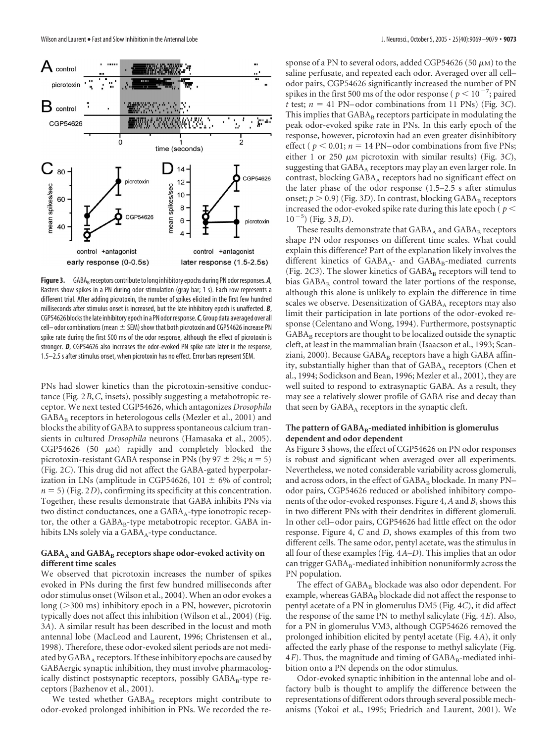**Figure 3.** $GABA_B$ receptors contribute to long inhibitory epochs during PN odor responses. ***A***, Rasters show spikes in a PN during odor stimulation (gray bar; 1 s). Each row represents a different trial. After adding picrotoxin, the number of spikes elicited in the first few hundred milliseconds after stimulus onset is increased, but the late inhibitory epoch is unaffected. ***B***, CGP54626 blocks the late inhibitory epoch in a PN odor response. ***C***, Group data averaged over all cell– odor combinations (mean ± SEM) show that both picrotoxin and CGP54626 increase PN spike rate during the first 500 ms of the odor response, although the effect of picrotoxin is stronger. ***D***, CGP54626 also increases the odor-evoked PN spike rate later in the response, 1.5–2.5 s after stimulus onset, when picrotoxin has no effect. Error bars represent SEM.

PNs had slower kinetics than the picrotoxin-sensitive conductance (Fig. 2*B*,*C*, insets), possibly suggesting a metabotropic receptor. We next tested CGP54626, which antagonizes *Drosophila* $GABA_B$ receptors in heterologous cells (Mezler et al., 2001) and blocks the ability of GABA to suppress spontaneous calcium transients in cultured *Drosophila* neurons (Hamasaka et al., 2005). CGP54626 (50 $\mu$M) rapidly and completely blocked the picrotoxin-resistant GABA response in PNs (by 97 ± 2%; $n = 5$) (Fig. 2*C*). This drug did not affect the GABA-gated hyperpolarization in LNs (amplitude in CGP54626, 101 ± 6% of control; $n = 5$) (Fig. 2*D*), confirming its specificity at this concentration. Together, these results demonstrate that GABA inhibits PNs via two distinct conductances, one a $GABA_A$-type ionotropic receptor, the other a $GABA_B$-type metabotropic receptor. GABA inhibits LNs solely via a $GABA_A$-type conductance.

### $GABA_A$ and $GABA_B$ receptors shape odor-evoked activity on different time scales

We observed that picrotoxin increases the number of spikes evoked in PNs during the first few hundred milliseconds after odor stimulus onset (Wilson et al., 2004). When an odor evokes a long (>300 ms) inhibitory epoch in a PN, however, picrotoxin typically does not affect this inhibition (Wilson et al., 2004) (Fig. 3*A*). A similar result has been described in the locust and moth antennal lobe (MacLeod and Laurent, 1996; Christensen et al., 1998). Therefore, these odor-evoked silent periods are not mediated by $GABA_A$ receptors. If these inhibitory epochs are caused by GABAergic synaptic inhibition, they must involve pharmacologically distinct postsynaptic receptors, possibly $GABA_B$-type receptors (Bazhenov et al., 2001).

We tested whether $GABA_B$ receptors might contribute to odor-evoked prolonged inhibition in PNs. We recorded the response of a PN to several odors, added CGP54626 (50 $\mu$M) to the saline perfusate, and repeated each odor. Averaged over all cell–odor pairs, CGP54626 significantly increased the number of PN spikes in the first 500 ms of the odor response ($p < 10^{-7}$; paired *t* test; $n = 41$ PN–odor combinations from 11 PNs) (Fig. 3*C*). This implies that $GABA_B$ receptors participate in modulating the peak odor-evoked spike rate in PNs. In this early epoch of the response, however, picrotoxin had an even greater disinhibitory effect ($p < 0.01$; $n = 14$ PN–odor combinations from five PNs; either 1 or 250 $\mu$M picrotoxin with similar results) (Fig. 3*C*), suggesting that $GABA_A$ receptors may play an even larger role. In contrast, blocking $GABA_A$ receptors had no significant effect on the later phase of the odor response (1.5–2.5 s after stimulus onset; $p > 0.9$) (Fig. 3*D*). In contrast, blocking $GABA_B$ receptors increased the odor-evoked spike rate during this late epoch ($p < 10^{-5}$) (Fig. 3*B*,*D*).

These results demonstrate that $GABA_A$ and $GABA_B$ receptors shape PN odor responses on different time scales. What could explain this difference? Part of the explanation likely involves the different kinetics of $GABA_A$- and $GABA_B$-mediated currents (Fig. 2*C3*). The slower kinetics of $GABA_B$ receptors will tend to bias $GABA_B$ control toward the later portions of the response, although this alone is unlikely to explain the difference in time scales we observe. Desensitization of $GABA_A$ receptors may also limit their participation in late portions of the odor-evoked response (Celentano and Wong, 1994). Furthermore, postsynaptic $GABA_B$ receptors are thought to be localized outside the synaptic cleft, at least in the mammalian brain (Isaacson et al., 1993; Scanziani, 2000). Because $GABA_B$ receptors have a high GABA affinity, substantially higher than that of $GABA_A$ receptors (Chen et al., 1994; Sodickson and Bean, 1996; Mezler et al., 2001), they are well suited to respond to extrasynaptic GABA. As a result, they may see a relatively slower profile of GABA rise and decay than that seen by $GABA_A$ receptors in the synaptic cleft.

### The pattern of $GABA_B$-mediated inhibition is glomerulus dependent and odor dependent

As Figure 3 shows, the effect of CGP54626 on PN odor responses is robust and significant when averaged over all experiments. Nevertheless, we noted considerable variability across glomeruli, and across odors, in the effect of $GABA_B$ blockade. In many PN–odor pairs, CGP54626 reduced or abolished inhibitory components of the odor-evoked responses. Figure 4, *A* and *B*, shows this in two different PNs with their dendrites in different glomeruli. In other cell–odor pairs, CGP54626 had little effect on the odor response. Figure 4, *C* and *D*, shows examples of this from two different cells. The same odor, pentyl acetate, was the stimulus in all four of these examples (Fig. 4*A–D*). This implies that an odor can trigger $GABA_B$-mediated inhibition nonuniformly across the PN population.

The effect of $GABA_B$ blockade was also odor dependent. For example, whereas $GABA_B$ blockade did not affect the response to pentyl acetate of a PN in glomerulus DM5 (Fig. 4*C*), it did affect the response of the same PN to methyl salicylate (Fig. 4*E*). Also, for a PN in glomerulus VM3, although CGP54626 removed the prolonged inhibition elicited by pentyl acetate (Fig. 4*A*), it only affected the early phase of the response to methyl salicylate (Fig. 4*F*). Thus, the magnitude and timing of $GABA_B$-mediated inhibition onto a PN depends on the odor stimulus.

Odor-evoked synaptic inhibition in the antennal lobe and olfactory bulb is thought to amplify the difference between the representations of different odors through several possible mechanisms (Yokoi et al., 1995; Friedrich and Laurent, 2001). We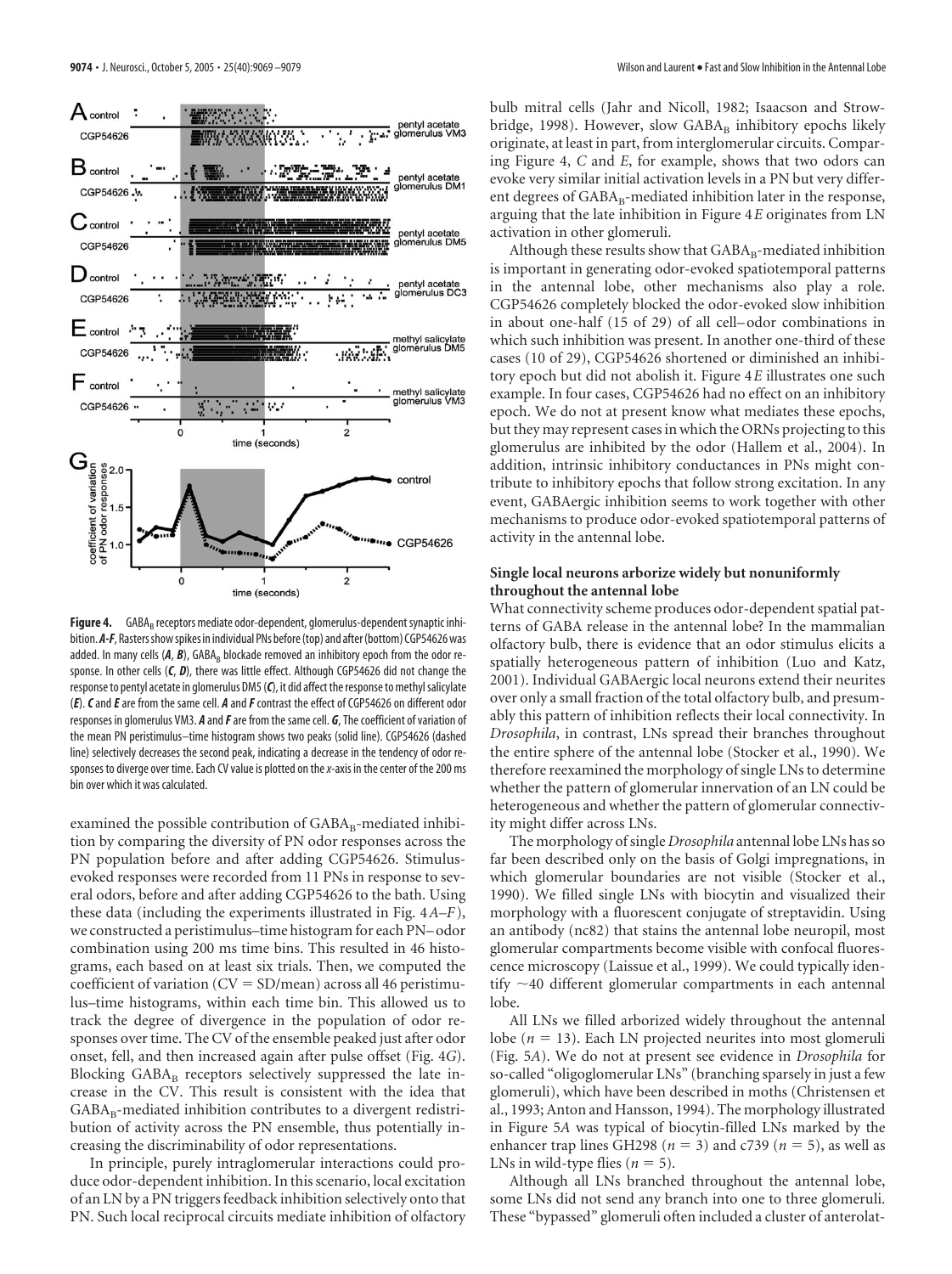**Figure 4.** $GABA_B$ receptors mediate odor-dependent, glomerulus-dependent synaptic inhibition. ***A–F***, Rasters show spikes in individual PNs before (top) and after (bottom) CGP54626 was added. In many cells (***A***, ***B***), $GABA_B$ blockade removed an inhibitory epoch from the odor response. In other cells (***C***, ***D***), there was little effect. Although CGP54626 did not change the response to pentyl acetate in glomerulus DM5 (***C***), it did affect the response to methyl salicylate (***E***). ***C*** and ***E*** are from the same cell. ***A*** and ***F*** contrast the effect of CGP54626 on different odor responses in glomerulus VM3. ***A*** and ***F*** are from the same cell. ***G***, The coefficient of variation of the mean PN peristimulus–time histogram shows two peaks (solid line). CGP54626 (dashed line) selectively decreases the second peak, indicating a decrease in the tendency of odor responses to diverge over time. Each CV value is plotted on the *x*-axis in the center of the 200 ms bin over which it was calculated.

examined the possible contribution of $GABA_B$-mediated inhibition by comparing the diversity of PN odor responses across the PN population before and after adding CGP54626. Stimulus-evoked responses were recorded from 11 PNs in response to several odors, before and after adding CGP54626 to the bath. Using these data (including the experiments illustrated in Fig. 4*A–F*), we constructed a peristimulus–time histogram for each PN–odor combination using 200 ms time bins. This resulted in 46 histograms, each based on at least six trials. Then, we computed the coefficient of variation (CV = SD/mean) across all 46 peristimulus–time histograms, within each time bin. This allowed us to track the degree of divergence in the population of odor responses over time. The CV of the ensemble peaked just after odor onset, fell, and then increased again after pulse offset (Fig. 4*G*). Blocking $GABA_B$ receptors selectively suppressed the late increase in the CV. This result is consistent with the idea that $GABA_B$-mediated inhibition contributes to a divergent redistribution of activity across the PN ensemble, thus potentially increasing the discriminability of odor representations.

In principle, purely intraglomerular interactions could produce odor-dependent inhibition. In this scenario, local excitation of an LN by a PN triggers feedback inhibition selectively onto that PN. Such local reciprocal circuits mediate inhibition of olfactory bulb mitral cells (Jahr and Nicoll, 1982; Isaacson and Strowbridge, 1998). However, slow $GABA_B$ inhibitory epochs likely originate, at least in part, from interglomerular circuits. Comparing Figure 4, *C* and *E*, for example, shows that two odors can evoke very similar initial activation levels in a PN but very different degrees of $GABA_B$-mediated inhibition later in the response, arguing that the late inhibition in Figure 4*E* originates from LN activation in other glomeruli.

Although these results show that $GABA_B$-mediated inhibition is important in generating odor-evoked spatiotemporal patterns in the antennal lobe, other mechanisms also play a role. CGP54626 completely blocked the odor-evoked slow inhibition in about one-half (15 of 29) of all cell–odor combinations in which such inhibition was present. In another one-third of these cases (10 of 29), CGP54626 shortened or diminished an inhibitory epoch but did not abolish it. Figure 4*E* illustrates one such example. In four cases, CGP54626 had no effect on an inhibitory epoch. We do not at present know what mediates these epochs, but they may represent cases in which the ORNs projecting to this glomerulus are inhibited by the odor (Hallem et al., 2004). In addition, intrinsic inhibitory conductances in PNs might contribute to inhibitory epochs that follow strong excitation. In any event, GABAergic inhibition seems to work together with other mechanisms to produce odor-evoked spatiotemporal patterns of activity in the antennal lobe.

### Single local neurons arborize widely but nonuniformly throughout the antennal lobe

What connectivity scheme produces odor-dependent spatial patterns of GABA release in the antennal lobe? In the mammalian olfactory bulb, there is evidence that an odor stimulus elicits a spatially heterogeneous pattern of inhibition (Luo and Katz, 2001). Individual GABAergic local neurons extend their neurites over only a small fraction of the total olfactory bulb, and presumably this pattern of inhibition reflects their local connectivity. In *Drosophila*, in contrast, LNs spread their branches throughout the entire sphere of the antennal lobe (Stocker et al., 1990). We therefore reexamined the morphology of single LNs to determine whether the pattern of glomerular innervation of an LN could be heterogeneous and whether the pattern of glomerular connectivity might differ across LNs.

The morphology of single *Drosophila* antennal lobe LNs has so far been described only on the basis of Golgi impregnations, in which glomerular boundaries are not visible (Stocker et al., 1990). We filled single LNs with biocytin and visualized their morphology with a fluorescent conjugate of streptavidin. Using an antibody (nc82) that stains the antennal lobe neuropil, most glomerular compartments become visible with confocal fluorescence microscopy (Laissue et al., 1999). We could typically identify ~40 different glomerular compartments in each antennal lobe.

All LNs we filled arborized widely throughout the antennal lobe ($n = 13$). Each LN projected neurites into most glomeruli (Fig. 5*A*). We do not at present see evidence in *Drosophila* for so-called "oligoglomerular LNs" (branching sparsely in just a few glomeruli), which have been described in moths (Christensen et al., 1993; Anton and Hansson, 1994). The morphology illustrated in Figure 5*A* was typical of biocytin-filled LNs marked by the enhancer trap lines GH298 ($n = 3$) and c739 ($n = 5$), as well as LNs in wild-type flies ($n = 5$).

Although all LNs branched throughout the antennal lobe, some LNs did not send any branch into one to three glomeruli. These "bypassed" glomeruli often included a cluster of anterolat-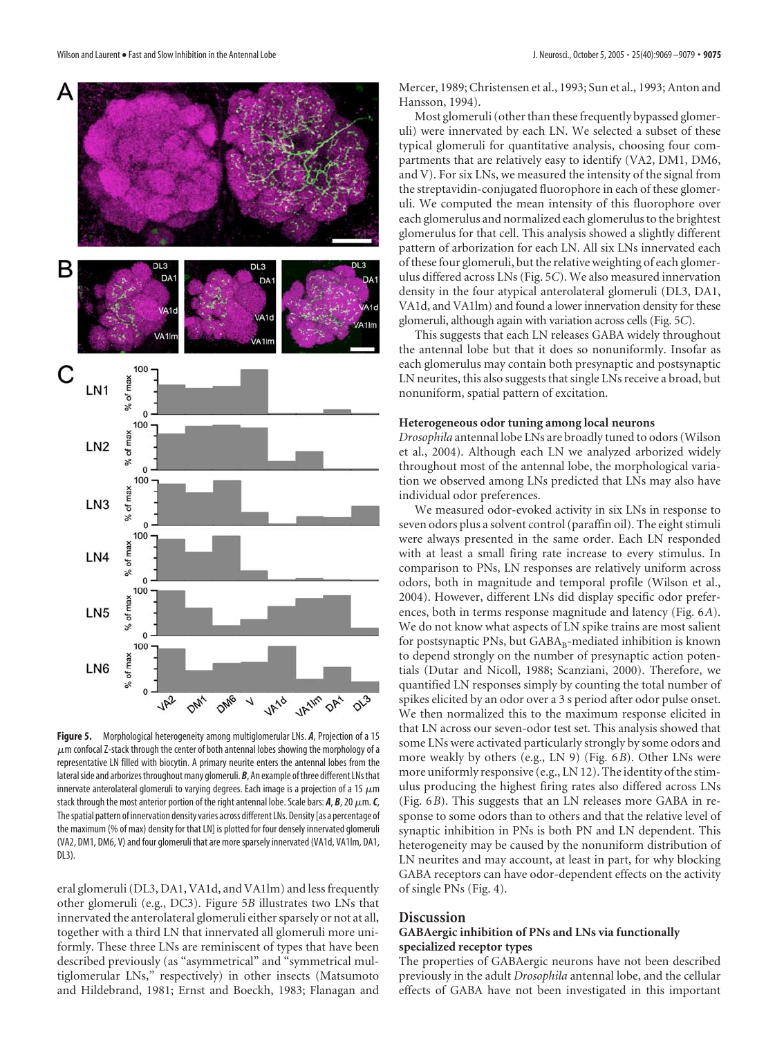**Figure 5.** Morphological heterogeneity among multiglomerular LNs. ***A***, Projection of a 15 μm confocal Z-stack through the center of both antennal lobes showing the morphology of a representative LN filled with biocytin. A primary neurite enters the antennal lobes from the lateral side and arborizes throughout many glomeruli. ***B***, An example of three different LNs that innervate anterolateral glomeruli to varying degrees. Each image is a projection of a 15 μm stack through the most anterior portion of the right antennal lobe. Scale bars: ***A***, ***B***, 20 μm. ***C***, The spatial pattern of innervation density varies across different LNs. Density [as a percentage of the maximum (% of max) density for that LN] is plotted for four densely innervated glomeruli (VA2, DM1, DM6, V) and four glomeruli that are more sparsely innervated (VA1d, VA1lm, DA1, DL3).

eral glomeruli (DL3, DA1, VA1d, and VA1lm) and less frequently other glomeruli (e.g., DC3). Figure 5*B* illustrates two LNs that innervated the anterolateral glomeruli either sparsely or not at all, together with a third LN that innervated all glomeruli more uniformly. These three LNs are reminiscent of types that have been described previously (as "asymmetrical" and "symmetrical multiglomerular LNs," respectively) in other insects (Matsumoto and Hildebrand, 1981; Ernst and Boeckh, 1983; Flanagan and Mercer, 1989; Christensen et al., 1993; Sun et al., 1993; Anton and Hansson, 1994).

Most glomeruli (other than these frequently bypassed glomeruli) were innervated by each LN. We selected a subset of these typical glomeruli for quantitative analysis, choosing four compartments that are relatively easy to identify (VA2, DM1, DM6, and V). For six LNs, we measured the intensity of the signal from the streptavidin-conjugated fluorophore in each of these glomeruli. We computed the mean intensity of this fluorophore over each glomerulus and normalized each glomerulus to the brightest glomerulus for that cell. This analysis showed a slightly different pattern of arborization for each LN. All six LNs innervated each of these four glomeruli, but the relative weighting of each glomerulus differed across LNs (Fig. 5*C*). We also measured innervation density in the four atypical anterolateral glomeruli (DL3, DA1, VA1d, and VA1lm) and found a lower innervation density for these glomeruli, although again with variation across cells (Fig. 5*C*).

This suggests that each LN releases GABA widely throughout the antennal lobe but that it does so nonuniformly. Insofar as each glomerulus may contain both presynaptic and postsynaptic LN neurites, this also suggests that single LNs receive a broad, but nonuniform, spatial pattern of excitation.

#### Heterogeneous odor tuning among local neurons

*Drosophila* antennal lobe LNs are broadly tuned to odors (Wilson et al., 2004). Although each LN we analyzed arborized widely throughout most of the antennal lobe, the morphological variation we observed among LNs predicted that LNs may also have individual odor preferences.

We measured odor-evoked activity in six LNs in response to seven odors plus a solvent control (paraffin oil). The eight stimuli were always presented in the same order. Each LN responded with at least a small firing rate increase to every stimulus. In comparison to PNs, LN responses are relatively uniform across odors, both in magnitude and temporal profile (Wilson et al., 2004). However, different LNs did display specific odor preferences, both in terms response magnitude and latency (Fig. 6*A*). We do not know what aspects of LN spike trains are most salient for postsynaptic PNs, but $GABA_B$-mediated inhibition is known to depend strongly on the number of presynaptic action potentials (Dutar and Nicoll, 1988; Scanziani, 2000). Therefore, we quantified LN responses simply by counting the total number of spikes elicited by an odor over a 3 s period after odor pulse onset. We then normalized this to the maximum response elicited in that LN across our seven-odor test set. This analysis showed that some LNs were activated particularly strongly by some odors and more weakly by others (e.g., LN 9) (Fig. 6*B*). Other LNs were more uniformly responsive (e.g., LN 12). The identity of the stimulus producing the highest firing rates also differed across LNs (Fig. 6*B*). This suggests that an LN releases more GABA in response to some odors than to others and that the relative level of synaptic inhibition in PNs is both PN and LN dependent. This heterogeneity may be caused by the nonuniform distribution of LN neurites and may account, at least in part, for why blocking GABA receptors can have odor-dependent effects on the activity of single PNs (Fig. 4).

## Discussion

#### GABAergic inhibition of PNs and LNs via functionally specialized receptor types

The properties of GABAergic neurons have not been described previously in the adult *Drosophila* antennal lobe, and the cellular effects of GABA have not been investigated in this important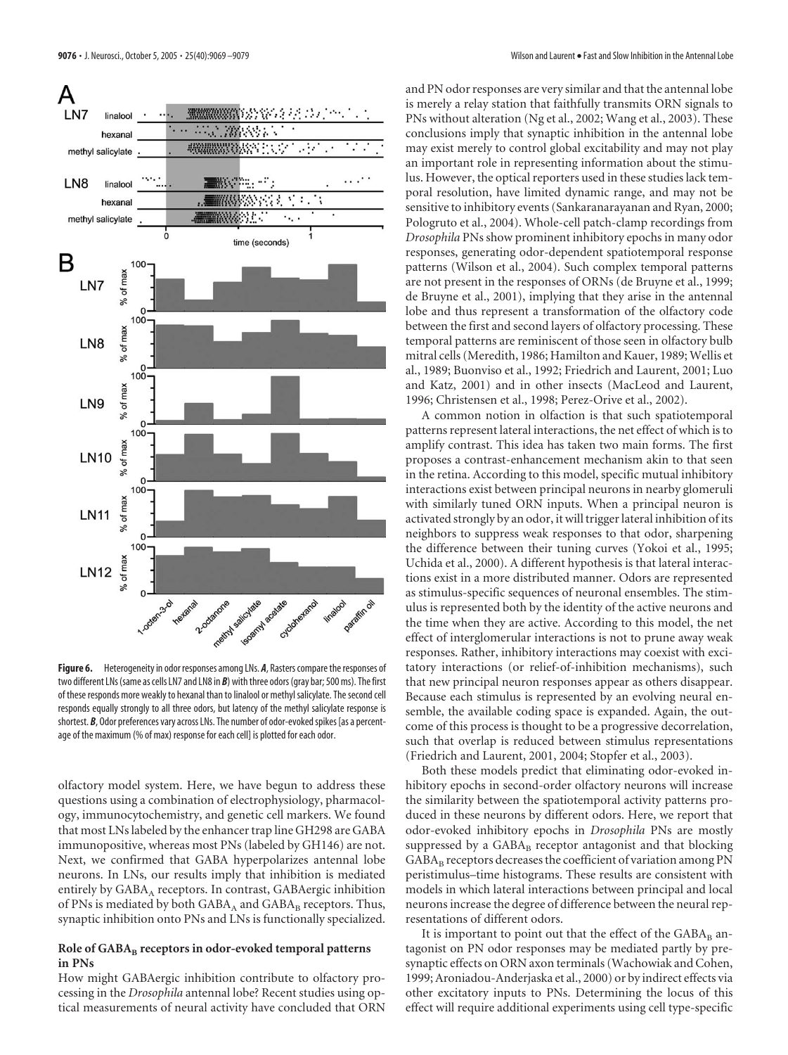**Figure 6.** Heterogeneity in odor responses among LNs. ***A***, Rasters compare the responses of two different LNs (same as cells LN7 and LN8 in ***B***) with three odors (gray bar; 500 ms). The first of these responds more weakly to hexanal than to linalool or methyl salicylate. The second cell responds equally strongly to all three odors, but latency of the methyl salicylate response is shortest. ***B***, Odor preferences vary across LNs. The number of odor-evoked spikes [as a percentage of the maximum (% of max) response for each cell] is plotted for each odor.

olfactory model system. Here, we have begun to address these questions using a combination of electrophysiology, pharmacology, immunocytochemistry, and genetic cell markers. We found that most LNs labeled by the enhancer trap line GH298 are GABA immunopositive, whereas most PNs (labeled by GH146) are not. Next, we confirmed that GABA hyperpolarizes antennal lobe neurons. In LNs, our results imply that inhibition is mediated entirely by $GABA_A$ receptors. In contrast, GABAergic inhibition of PNs is mediated by both $GABA_A$ and $GABA_B$ receptors. Thus, synaptic inhibition onto PNs and LNs is functionally specialized.

### Role of $GABA_B$ receptors in odor-evoked temporal patterns in PNs

How might GABAergic inhibition contribute to olfactory processing in the *Drosophila* antennal lobe? Recent studies using optical measurements of neural activity have concluded that ORN and PN odor responses are very similar and that the antennal lobe is merely a relay station that faithfully transmits ORN signals to PNs without alteration (Ng et al., 2002; Wang et al., 2003). These conclusions imply that synaptic inhibition in the antennal lobe may exist merely to control global excitability and may not play an important role in representing information about the stimulus. However, the optical reporters used in these studies lack temporal resolution, have limited dynamic range, and may not be sensitive to inhibitory events (Sankaranarayanan and Ryan, 2000; Pologruto et al., 2004). Whole-cell patch-clamp recordings from *Drosophila* PNs show prominent inhibitory epochs in many odor responses, generating odor-dependent spatiotemporal response patterns (Wilson et al., 2004). Such complex temporal patterns are not present in the responses of ORNs (de Bruyne et al., 1999; de Bruyne et al., 2001), implying that they arise in the antennal lobe and thus represent a transformation of the olfactory code between the first and second layers of olfactory processing. These temporal patterns are reminiscent of those seen in olfactory bulb mitral cells (Meredith, 1986; Hamilton and Kauer, 1989; Wellis et al., 1989; Buonviso et al., 1992; Friedrich and Laurent, 2001; Luo and Katz, 2001) and in other insects (MacLeod and Laurent, 1996; Christensen et al., 1998; Perez-Orive et al., 2002).

A common notion in olfaction is that such spatiotemporal patterns represent lateral interactions, the net effect of which is to amplify contrast. This idea has taken two main forms. The first proposes a contrast-enhancement mechanism akin to that seen in the retina. According to this model, specific mutual inhibitory interactions exist between principal neurons in nearby glomeruli with similarly tuned ORN inputs. When a principal neuron is activated strongly by an odor, it will trigger lateral inhibition of its neighbors to suppress weak responses to that odor, sharpening the difference between their tuning curves (Yokoi et al., 1995; Uchida et al., 2000). A different hypothesis is that lateral interactions exist in a more distributed manner. Odors are represented as stimulus-specific sequences of neuronal ensembles. The stimulus is represented both by the identity of the active neurons and the time when they are active. According to this model, the net effect of interglomerular interactions is not to prune away weak responses. Rather, inhibitory interactions may coexist with excitatory interactions (or relief-of-inhibition mechanisms), such that new principal neuron responses appear as others disappear. Because each stimulus is represented by an evolving neural ensemble, the available coding space is expanded. Again, the outcome of this process is thought to be a progressive decorrelation, such that overlap is reduced between stimulus representations (Friedrich and Laurent, 2001, 2004; Stopfer et al., 2003).

Both these models predict that eliminating odor-evoked inhibitory epochs in second-order olfactory neurons will increase the similarity between the spatiotemporal activity patterns produced in these neurons by different odors. Here, we report that odor-evoked inhibitory epochs in *Drosophila* PNs are mostly suppressed by a $GABA_B$ receptor antagonist and that blocking $GABA_B$ receptors decreases the coefficient of variation among PN peristimulus–time histograms. These results are consistent with models in which lateral interactions between principal and local neurons increase the degree of difference between the neural representations of different odors.

It is important to point out that the effect of the $GABA_B$ antagonist on PN odor responses may be mediated partly by presynaptic effects on ORN axon terminals (Wachowiak and Cohen, 1999; Aroniadou-Anderjaska et al., 2000) or by indirect effects via other excitatory inputs to PNs. Determining the locus of this effect will require additional experiments using cell type-specific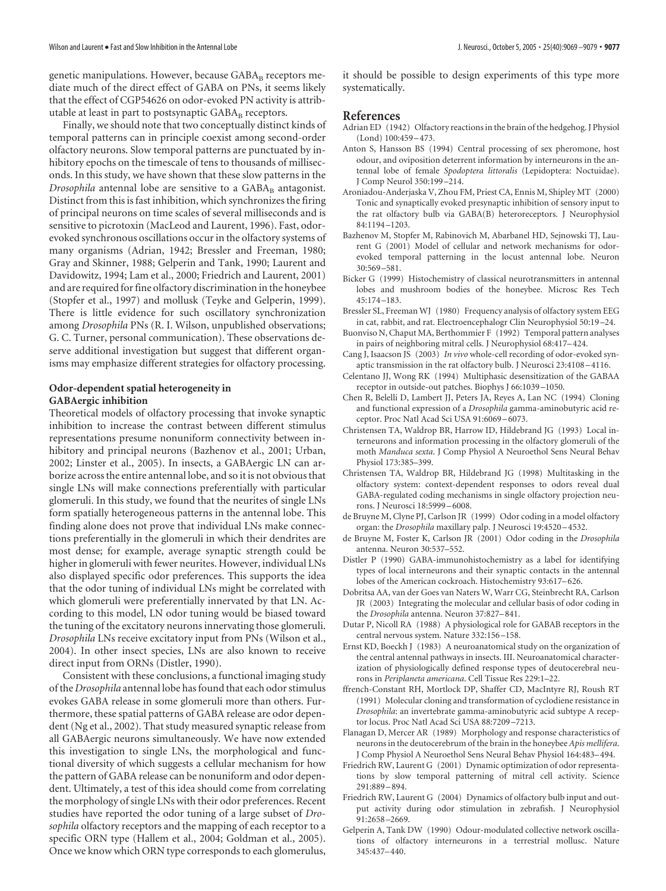genetic manipulations. However, because $GABA_B$ receptors mediate much of the direct effect of GABA on PNs, it seems likely that the effect of CGP54626 on odor-evoked PN activity is attributable at least in part to postsynaptic $GABA_B$ receptors.

Finally, we should note that two conceptually distinct kinds of temporal patterns can in principle coexist among second-order olfactory neurons. Slow temporal patterns are punctuated by inhibitory epochs on the timescale of tens to thousands of milliseconds. In this study, we have shown that these slow patterns in the *Drosophila* antennal lobe are sensitive to a $GABA_B$ antagonist. Distinct from this is fast inhibition, which synchronizes the firing of principal neurons on time scales of several milliseconds and is sensitive to picrotoxin (MacLeod and Laurent, 1996). Fast, odor-evoked synchronous oscillations occur in the olfactory systems of many organisms (Adrian, 1942; Bressler and Freeman, 1980; Gray and Skinner, 1988; Gelperin and Tank, 1990; Laurent and Davidowitz, 1994; Lam et al., 2000; Friedrich and Laurent, 2001) and are required for fine olfactory discrimination in the honeybee (Stopfer et al., 1997) and mollusk (Teyke and Gelperin, 1999). There is little evidence for such oscillatory synchronization among *Drosophila* PNs (R. I. Wilson, unpublished observations; G. C. Turner, personal communication). These observations deserve additional investigation but suggest that different organisms may emphasize different strategies for olfactory processing.

### Odor-dependent spatial heterogeneity in GABAergic inhibition

Theoretical models of olfactory processing that invoke synaptic inhibition to increase the contrast between different stimulus representations presume nonuniform connectivity between inhibitory and principal neurons (Bazhenov et al., 2001; Urban, 2002; Linster et al., 2005). In insects, a GABAergic LN can arborize across the entire antennal lobe, and so it is not obvious that single LNs will make connections preferentially with particular glomeruli. In this study, we found that the neurites of single LNs form spatially heterogeneous patterns in the antennal lobe. This finding alone does not prove that individual LNs make connections preferentially in the glomeruli in which their dendrites are most dense; for example, average synaptic strength could be higher in glomeruli with fewer neurites. However, individual LNs also displayed specific odor preferences. This supports the idea that the odor tuning of individual LNs might be correlated with which glomeruli were preferentially innervated by that LN. According to this model, LN odor tuning would be biased toward the tuning of the excitatory neurons innervating those glomeruli. *Drosophila* LNs receive excitatory input from PNs (Wilson et al., 2004). In other insect species, LNs are also known to receive direct input from ORNs (Distler, 1990).

Consistent with these conclusions, a functional imaging study of the *Drosophila* antennal lobe has found that each odor stimulus evokes GABA release in some glomeruli more than others. Furthermore, these spatial patterns of GABA release are odor dependent (Ng et al., 2002). That study measured synaptic release from all GABAergic neurons simultaneously. We have now extended this investigation to single LNs, the morphological and functional diversity of which suggests a cellular mechanism for how the pattern of GABA release can be nonuniform and odor dependent. Ultimately, a test of this idea should come from correlating the morphology of single LNs with their odor preferences. Recent studies have reported the odor tuning of a large subset of *Drosophila* olfactory receptors and the mapping of each receptor to a specific ORN type (Hallem et al., 2004; Goldman et al., 2005). Once we know which ORN type corresponds to each glomerulus, it should be possible to design experiments of this type more systematically.

## References

Adrian ED (1942) Olfactory reactions in the brain of the hedgehog. J Physiol (Lond) 100:459–473.

Anton S, Hansson BS (1994) Central processing of sex pheromone, host odour, and oviposition deterrent information by interneurons in the antennal lobe of female *Spodoptera littoralis* (Lepidoptera: Noctuidae). J Comp Neurol 350:199–214.

Aroniadou-Anderjaska V, Zhou FM, Priest CA, Ennis M, Shipley MT (2000) Tonic and synaptically evoked presynaptic inhibition of sensory input to the rat olfactory bulb via GABA(B) heteroreceptors. J Neurophysiol 84:1194–1203.

Bazhenov M, Stopfer M, Rabinovich M, Abarbanel HD, Sejnowski TJ, Laurent G (2001) Model of cellular and network mechanisms for odor-evoked temporal patterning in the locust antennal lobe. Neuron 30:569–581.

Bicker G (1999) Histochemistry of classical neurotransmitters in antennal lobes and mushroom bodies of the honeybee. Microsc Res Tech 45:174–183.

Bressler SL, Freeman WJ (1980) Frequency analysis of olfactory system EEG in cat, rabbit, and rat. Electroencephalogr Clin Neurophysiol 50:19–24.

Buonviso N, Chaput MA, Berthommier F (1992) Temporal pattern analyses in pairs of neighboring mitral cells. J Neurophysiol 68:417–424.

Cang J, Isaacson JS (2003) *In vivo* whole-cell recording of odor-evoked synaptic transmission in the rat olfactory bulb. J Neurosci 23:4108–4116.

Celentano JJ, Wong RK (1994) Multiphasic desensitization of the GABAA receptor in outside-out patches. Biophys J 66:1039–1050.

Chen R, Belelli D, Lambert JJ, Peters JA, Reyes A, Lan NC (1994) Cloning and functional expression of a *Drosophila* gamma-aminobutyric acid receptor. Proc Natl Acad Sci USA 91:6069–6073.

Christensen TA, Waldrop BR, Harrow ID, Hildebrand JG (1993) Local interneurons and information processing in the olfactory glomeruli of the moth *Manduca sexta*. J Comp Physiol A Neuroethol Sens Neural Behav Physiol 173:385–399.

Christensen TA, Waldrop BR, Hildebrand JG (1998) Multitasking in the olfactory system: context-dependent responses to odors reveal dual GABA-regulated coding mechanisms in single olfactory projection neurons. J Neurosci 18:5999–6008.

de Bruyne M, Clyne PJ, Carlson JR (1999) Odor coding in a model olfactory organ: the *Drosophila* maxillary palp. J Neurosci 19:4520–4532.

de Bruyne M, Foster K, Carlson JR (2001) Odor coding in the *Drosophila* antenna. Neuron 30:537–552.

Distler P (1990) GABA-immunohistochemistry as a label for identifying types of local interneurons and their synaptic contacts in the antennal lobes of the American cockroach. Histochemistry 93:617–626.

Dobritsa AA, van der Goes van Naters W, Warr CG, Steinbrecht RA, Carlson JR (2003) Integrating the molecular and cellular basis of odor coding in the *Drosophila* antenna. Neuron 37:827–841.

Dutar P, Nicoll RA (1988) A physiological role for GABAB receptors in the central nervous system. Nature 332:156–158.

Ernst KD, Boeckh J (1983) A neuroanatomical study on the organization of the central antennal pathways in insects. III. Neuroanatomical characterization of physiologically defined response types of deutocerebral neurons in *Periplaneta americana*. Cell Tissue Res 229:1–22.

ffrench-Constant RH, Mortlock DP, Shaffer CD, MacIntyre RJ, Roush RT (1991) Molecular cloning and transformation of cyclodiene resistance in *Drosophila*: an invertebrate gamma-aminobutyric acid subtype A receptor locus. Proc Natl Acad Sci USA 88:7209–7213.

Flanagan D, Mercer AR (1989) Morphology and response characteristics of neurons in the deutocerebrum of the brain in the honeybee *Apis mellifera*. J Comp Physiol A Neuroethol Sens Neural Behav Physiol 164:483–494.

Friedrich RW, Laurent G (2001) Dynamic optimization of odor representations by slow temporal patterning of mitral cell activity. Science 291:889–894.

Friedrich RW, Laurent G (2004) Dynamics of olfactory bulb input and output activity during odor stimulation in zebrafish. J Neurophysiol 91:2658–2669.

Gelperin A, Tank DW (1990) Odour-modulated collective network oscillations of olfactory interneurons in a terrestrial mollusc. Nature 345:437–440.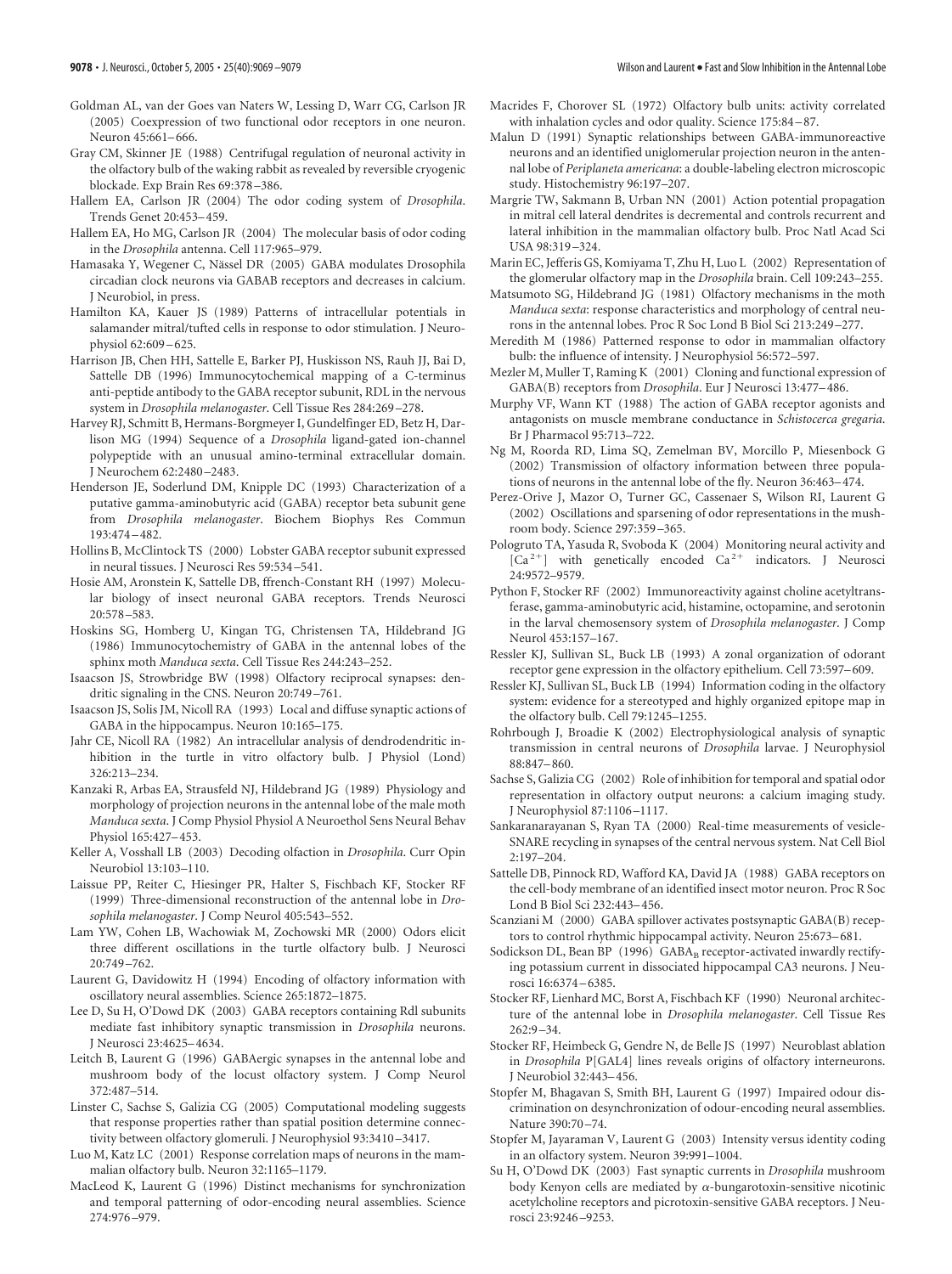Goldman AL, van der Goes van Naters W, Lessing D, Warr CG, Carlson JR (2005) Coexpression of two functional odor receptors in one neuron. Neuron 45:661–666.

Gray CM, Skinner JE (1988) Centrifugal regulation of neuronal activity in the olfactory bulb of the waking rabbit as revealed by reversible cryogenic blockade. Exp Brain Res 69:378–386.

Hallem EA, Carlson JR (2004) The odor coding system of *Drosophila*. Trends Genet 20:453–459.

Hallem EA, Ho MG, Carlson JR (2004) The molecular basis of odor coding in the *Drosophila* antenna. Cell 117:965–979.

Hamasaka Y, Wegener C, Nässel DR (2005) GABA modulates Drosophila circadian clock neurons via GABAB receptors and decreases in calcium. J Neurobiol, in press.

Hamilton KA, Kauer JS (1989) Patterns of intracellular potentials in salamander mitral/tufted cells in response to odor stimulation. J Neurophysiol 62:609–625.

Harrison JB, Chen HH, Sattelle E, Barker PJ, Huskisson NS, Rauh JJ, Bai D, Sattelle DB (1996) Immunocytochemical mapping of a C-terminus anti-peptide antibody to the GABA receptor subunit, RDL in the nervous system in *Drosophila melanogaster*. Cell Tissue Res 284:269–278.

Harvey RJ, Schmitt B, Hermans-Borgmeyer I, Gundelfinger ED, Betz H, Darlison MG (1994) Sequence of a *Drosophila* ligand-gated ion-channel polypeptide with an unusual amino-terminal extracellular domain. J Neurochem 62:2480–2483.

Henderson JE, Soderlund DM, Knipple DC (1993) Characterization of a putative gamma-aminobutyric acid (GABA) receptor beta subunit gene from *Drosophila melanogaster*. Biochem Biophys Res Commun 193:474–482.

Hollins B, McClintock TS (2000) Lobster GABA receptor subunit expressed in neural tissues. J Neurosci Res 59:534–541.

Hosie AM, Aronstein K, Sattelle DB, ffrench-Constant RH (1997) Molecular biology of insect neuronal GABA receptors. Trends Neurosci 20:578–583.

Hoskins SG, Homberg U, Kingan TG, Christensen TA, Hildebrand JG (1986) Immunocytochemistry of GABA in the antennal lobes of the sphinx moth *Manduca sexta*. Cell Tissue Res 244:243–252.

Isaacson JS, Strowbridge BW (1998) Olfactory reciprocal synapses: dendritic signaling in the CNS. Neuron 20:749–761.

Isaacson JS, Solis JM, Nicoll RA (1993) Local and diffuse synaptic actions of GABA in the hippocampus. Neuron 10:165–175.

Jahr CE, Nicoll RA (1982) An intracellular analysis of dendrodendritic inhibition in the turtle in vitro olfactory bulb. J Physiol (Lond) 326:213–234.

Kanzaki R, Arbas EA, Strausfeld NJ, Hildebrand JG (1989) Physiology and morphology of projection neurons in the antennal lobe of the male moth *Manduca sexta*. J Comp Physiol Physiol A Neuroethol Sens Neural Behav Physiol 165:427–453.

Keller A, Vosshall LB (2003) Decoding olfaction in *Drosophila*. Curr Opin Neurobiol 13:103–110.

Laissue PP, Reiter C, Hiesinger PR, Halter S, Fischbach KF, Stocker RF (1999) Three-dimensional reconstruction of the antennal lobe in *Drosophila melanogaster*. J Comp Neurol 405:543–552.

Lam YW, Cohen LB, Wachowiak M, Zochowski MR (2000) Odors elicit three different oscillations in the turtle olfactory bulb. J Neurosci 20:749–762.

Laurent G, Davidowitz H (1994) Encoding of olfactory information with oscillatory neural assemblies. Science 265:1872–1875.

Lee D, Su H, O'Dowd DK (2003) GABA receptors containing Rdl subunits mediate fast inhibitory synaptic transmission in *Drosophila* neurons. J Neurosci 23:4625–4634.

Leitch B, Laurent G (1996) GABAergic synapses in the antennal lobe and mushroom body of the locust olfactory system. J Comp Neurol 372:487–514.

Linster C, Sachse S, Galizia CG (2005) Computational modeling suggests that response properties rather than spatial position determine connectivity between olfactory glomeruli. J Neurophysiol 93:3410–3417.

Luo M, Katz LC (2001) Response correlation maps of neurons in the mammalian olfactory bulb. Neuron 32:1165–1179.

MacLeod K, Laurent G (1996) Distinct mechanisms for synchronization and temporal patterning of odor-encoding neural assemblies. Science 274:976–979.

Macrides F, Chorover SL (1972) Olfactory bulb units: activity correlated with inhalation cycles and odor quality. Science 175:84–87.

Malun D (1991) Synaptic relationships between GABA-immunoreactive neurons and an identified uniglomerular projection neuron in the antennal lobe of *Periplaneta americana*: a double-labeling electron microscopic study. Histochemistry 96:197–207.

Margrie TW, Sakmann B, Urban NN (2001) Action potential propagation in mitral cell lateral dendrites is decremental and controls recurrent and lateral inhibition in the mammalian olfactory bulb. Proc Natl Acad Sci USA 98:319–324.

Marin EC, Jefferis GS, Komiyama T, Zhu H, Luo L (2002) Representation of the glomerular olfactory map in the *Drosophila* brain. Cell 109:243–255.

Matsumoto SG, Hildebrand JG (1981) Olfactory mechanisms in the moth *Manduca sexta*: response characteristics and morphology of central neurons in the antennal lobes. Proc R Soc Lond B Biol Sci 213:249–277.

Meredith M (1986) Patterned response to odor in mammalian olfactory bulb: the influence of intensity. J Neurophysiol 56:572–597.

Mezler M, Muller T, Raming K (2001) Cloning and functional expression of GABA(B) receptors from *Drosophila*. Eur J Neurosci 13:477–486.

Murphy VF, Wann KT (1988) The action of GABA receptor agonists and antagonists on muscle membrane conductance in *Schistocerca gregaria*. Br J Pharmacol 95:713–722.

Ng M, Roorda RD, Lima SQ, Zemelman BV, Morcillo P, Miesenbock G (2002) Transmission of olfactory information between three populations of neurons in the antennal lobe of the fly. Neuron 36:463–474.

Perez-Orive J, Mazor O, Turner GC, Cassenaer S, Wilson RI, Laurent G (2002) Oscillations and sparsening of odor representations in the mushroom body. Science 297:359–365.

Pologruto TA, Yasuda R, Svoboda K (2004) Monitoring neural activity and $[Ca^{2+}]$ with genetically encoded $Ca^{2+}$ indicators. J Neurosci 24:9572–9579.

Python F, Stocker RF (2002) Immunoreactivity against choline acetyltransferase, gamma-aminobutyric acid, histamine, octopamine, and serotonin in the larval chemosensory system of *Drosophila melanogaster*. J Comp Neurol 453:157–167.

Ressler KJ, Sullivan SL, Buck LB (1993) A zonal organization of odorant receptor gene expression in the olfactory epithelium. Cell 73:597–609.

Ressler KJ, Sullivan SL, Buck LB (1994) Information coding in the olfactory system: evidence for a stereotyped and highly organized epitope map in the olfactory bulb. Cell 79:1245–1255.

Rohrbough J, Broadie K (2002) Electrophysiological analysis of synaptic transmission in central neurons of *Drosophila* larvae. J Neurophysiol 88:847–860.

Sachse S, Galizia CG (2002) Role of inhibition for temporal and spatial odor representation in olfactory output neurons: a calcium imaging study. J Neurophysiol 87:1106–1117.

Sankaranarayanan S, Ryan TA (2000) Real-time measurements of vesicle-SNARE recycling in synapses of the central nervous system. Nat Cell Biol 2:197–204.

Sattelle DB, Pinnock RD, Wafford KA, David JA (1988) GABA receptors on the cell-body membrane of an identified insect motor neuron. Proc R Soc Lond B Biol Sci 232:443–456.

Scanziani M (2000) GABA spillover activates postsynaptic GABA(B) receptors to control rhythmic hippocampal activity. Neuron 25:673–681.

Sodickson DL, Bean BP (1996) $GABA_B$ receptor-activated inwardly rectifying potassium current in dissociated hippocampal CA3 neurons. J Neurosci 16:6374–6385.

Stocker RF, Lienhard MC, Borst A, Fischbach KF (1990) Neuronal architecture of the antennal lobe in *Drosophila melanogaster*. Cell Tissue Res 262:9–34.

Stocker RF, Heimbeck G, Gendre N, de Belle JS (1997) Neuroblast ablation in *Drosophila* P[GAL4] lines reveals origins of olfactory interneurons. J Neurobiol 32:443–456.

Stopfer M, Bhagavan S, Smith BH, Laurent G (1997) Impaired odour discrimination on desynchronization of odour-encoding neural assemblies. Nature 390:70–74.

Stopfer M, Jayaraman V, Laurent G (2003) Intensity versus identity coding in an olfactory system. Neuron 39:991–1004.

Su H, O'Dowd DK (2003) Fast synaptic currents in *Drosophila* mushroom body Kenyon cells are mediated by α-bungarotoxin-sensitive nicotinic acetylcholine receptors and picrotoxin-sensitive GABA receptors. J Neurosci 23:9246–9253.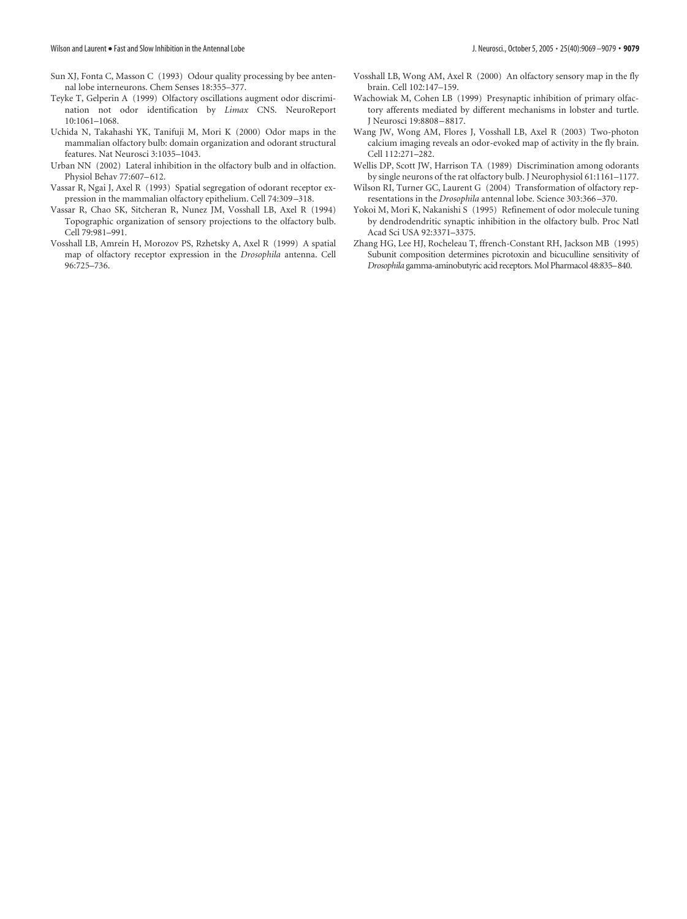Sun XJ, Fonta C, Masson C (1993) Odour quality processing by bee antennal lobe interneurons. Chem Senses 18:355–377.

Teyke T, Gelperin A (1999) Olfactory oscillations augment odor discrimination not odor identification by *Limax* CNS. NeuroReport 10:1061–1068.

Uchida N, Takahashi YK, Tanifuji M, Mori K (2000) Odor maps in the mammalian olfactory bulb: domain organization and odorant structural features. Nat Neurosci 3:1035–1043.

Urban NN (2002) Lateral inhibition in the olfactory bulb and in olfaction. Physiol Behav 77:607–612.

Vassar R, Ngai J, Axel R (1993) Spatial segregation of odorant receptor expression in the mammalian olfactory epithelium. Cell 74:309–318.

Vassar R, Chao SK, Sitcheran R, Nunez JM, Vosshall LB, Axel R (1994) Topographic organization of sensory projections to the olfactory bulb. Cell 79:981–991.

Vosshall LB, Amrein H, Morozov PS, Rzhetsky A, Axel R (1999) A spatial map of olfactory receptor expression in the *Drosophila* antenna. Cell 96:725–736.

Vosshall LB, Wong AM, Axel R (2000) An olfactory sensory map in the fly brain. Cell 102:147–159.

Wachowiak M, Cohen LB (1999) Presynaptic inhibition of primary olfactory afferents mediated by different mechanisms in lobster and turtle. J Neurosci 19:8808–8817.

Wang JW, Wong AM, Flores J, Vosshall LB, Axel R (2003) Two-photon calcium imaging reveals an odor-evoked map of activity in the fly brain. Cell 112:271–282.

Wellis DP, Scott JW, Harrison TA (1989) Discrimination among odorants by single neurons of the rat olfactory bulb. J Neurophysiol 61:1161–1177.

Wilson RI, Turner GC, Laurent G (2004) Transformation of olfactory representations in the *Drosophila* antennal lobe. Science 303:366–370.

Yokoi M, Mori K, Nakanishi S (1995) Refinement of odor molecule tuning by dendrodendritic synaptic inhibition in the olfactory bulb. Proc Natl Acad Sci USA 92:3371–3375.

Zhang HG, Lee HJ, Rocheleau T, ffrench-Constant RH, Jackson MB (1995) Subunit composition determines picrotoxin and bicuculline sensitivity of *Drosophila* gamma-aminobutyric acid receptors. Mol Pharmacol 48:835–840.